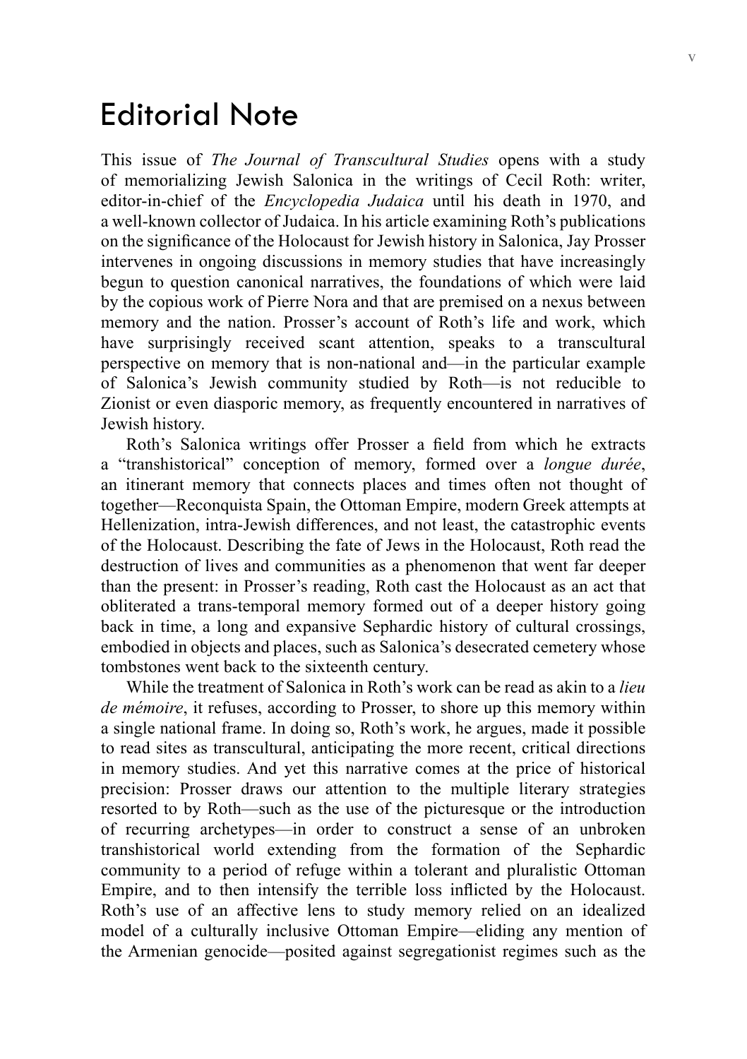# Editorial Note

This issue of *The Journal of Transcultural Studies* opens with a study of memorializing Jewish Salonica in the writings of Cecil Roth: writer, editor-in-chief of the *Encyclopedia Judaica* until his death in 1970, and a well-known collector of Judaica. In his article examining Roth's publications on the significance of the Holocaust for Jewish history in Salonica, Jay Prosser intervenes in ongoing discussions in memory studies that have increasingly begun to question canonical narratives, the foundations of which were laid by the copious work of Pierre Nora and that are premised on a nexus between memory and the nation. Prosser's account of Roth's life and work, which have surprisingly received scant attention, speaks to a transcultural perspective on memory that is non-national and—in the particular example of Salonica's Jewish community studied by Roth—is not reducible to Zionist or even diasporic memory, as frequently encountered in narratives of Jewish history.

Roth's Salonica writings offer Prosser a field from which he extracts a "transhistorical" conception of memory, formed over a *longue durée*, an itinerant memory that connects places and times often not thought of together—Reconquista Spain, the Ottoman Empire, modern Greek attempts at Hellenization, intra-Jewish differences, and not least, the catastrophic events of the Holocaust. Describing the fate of Jews in the Holocaust, Roth read the destruction of lives and communities as a phenomenon that went far deeper than the present: in Prosser's reading, Roth cast the Holocaust as an act that obliterated a trans-temporal memory formed out of a deeper history going back in time, a long and expansive Sephardic history of cultural crossings, embodied in objects and places, such as Salonica's desecrated cemetery whose tombstones went back to the sixteenth century.

While the treatment of Salonica in Roth's work can be read as akin to a *lieu de mémoire*, it refuses, according to Prosser, to shore up this memory within a single national frame. In doing so, Roth's work, he argues, made it possible to read sites as transcultural, anticipating the more recent, critical directions in memory studies. And yet this narrative comes at the price of historical precision: Prosser draws our attention to the multiple literary strategies resorted to by Roth—such as the use of the picturesque or the introduction of recurring archetypes—in order to construct a sense of an unbroken transhistorical world extending from the formation of the Sephardic community to a period of refuge within a tolerant and pluralistic Ottoman Empire, and to then intensify the terrible loss inflicted by the Holocaust. Roth's use of an affective lens to study memory relied on an idealized model of a culturally inclusive Ottoman Empire—eliding any mention of the Armenian genocide—posited against segregationist regimes such as the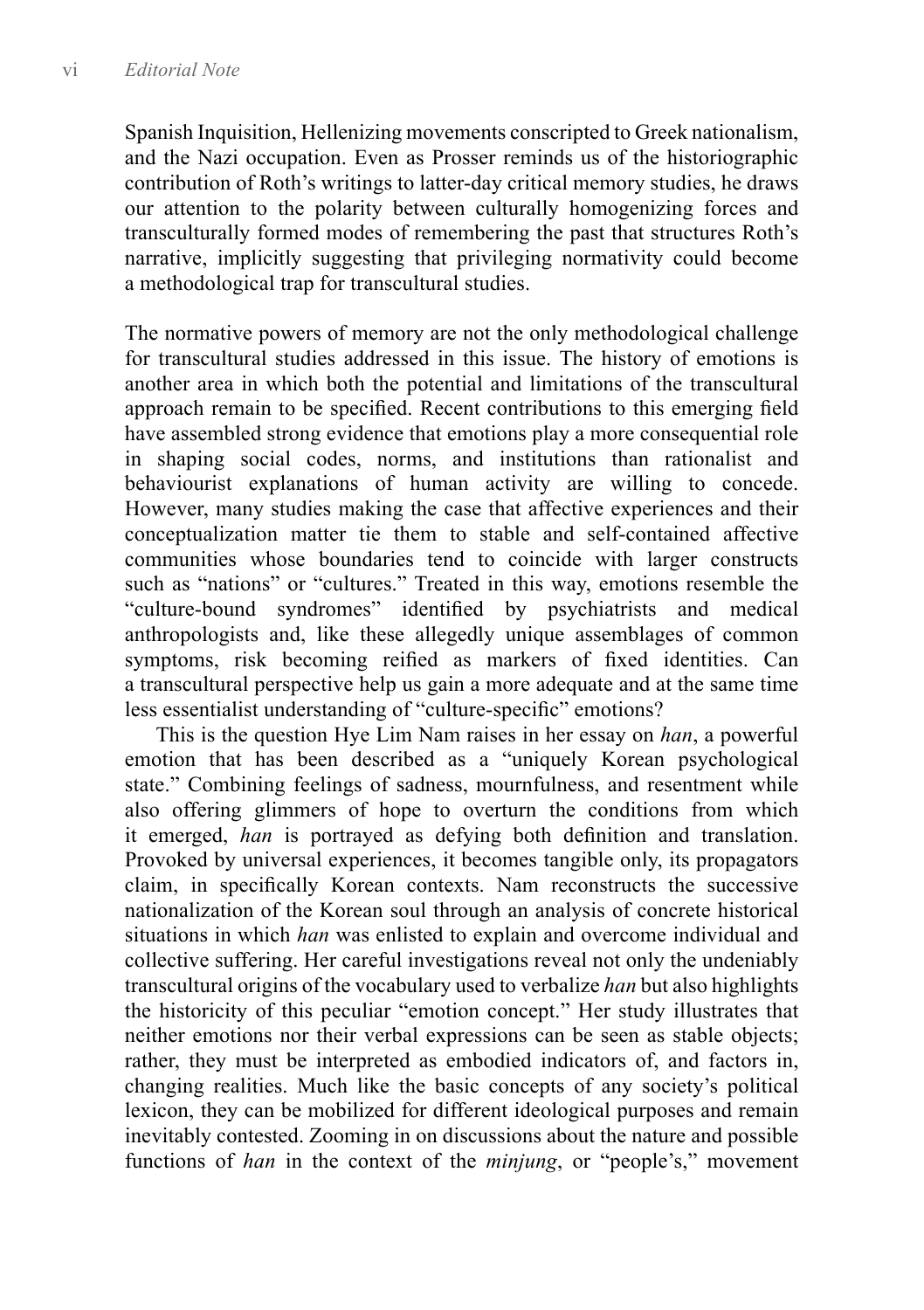Spanish Inquisition, Hellenizing movements conscripted to Greek nationalism, and the Nazi occupation. Even as Prosser reminds us of the historiographic contribution of Roth's writings to latter-day critical memory studies, he draws our attention to the polarity between culturally homogenizing forces and transculturally formed modes of remembering the past that structures Roth's narrative, implicitly suggesting that privileging normativity could become a methodological trap for transcultural studies.

The normative powers of memory are not the only methodological challenge for transcultural studies addressed in this issue. The history of emotions is another area in which both the potential and limitations of the transcultural approach remain to be specified. Recent contributions to this emerging field have assembled strong evidence that emotions play a more consequential role in shaping social codes, norms, and institutions than rationalist and behaviourist explanations of human activity are willing to concede. However, many studies making the case that affective experiences and their conceptualization matter tie them to stable and self-contained affective communities whose boundaries tend to coincide with larger constructs such as "nations" or "cultures." Treated in this way, emotions resemble the "culture-bound syndromes" identified by psychiatrists and medical anthropologists and, like these allegedly unique assemblages of common symptoms, risk becoming reified as markers of fixed identities. Can a transcultural perspective help us gain a more adequate and at the same time less essentialist understanding of "culture-specific" emotions?

This is the question Hye Lim Nam raises in her essay on *han*, a powerful emotion that has been described as a "uniquely Korean psychological state." Combining feelings of sadness, mournfulness, and resentment while also offering glimmers of hope to overturn the conditions from which it emerged, *han* is portrayed as defying both definition and translation. Provoked by universal experiences, it becomes tangible only, its propagators claim, in specifically Korean contexts. Nam reconstructs the successive nationalization of the Korean soul through an analysis of concrete historical situations in which *han* was enlisted to explain and overcome individual and collective suffering. Her careful investigations reveal not only the undeniably transcultural origins of the vocabulary used to verbalize *han* but also highlights the historicity of this peculiar "emotion concept." Her study illustrates that neither emotions nor their verbal expressions can be seen as stable objects; rather, they must be interpreted as embodied indicators of, and factors in, changing realities. Much like the basic concepts of any society's political lexicon, they can be mobilized for different ideological purposes and remain inevitably contested. Zooming in on discussions about the nature and possible functions of *han* in the context of the *minjung*, or "people's," movement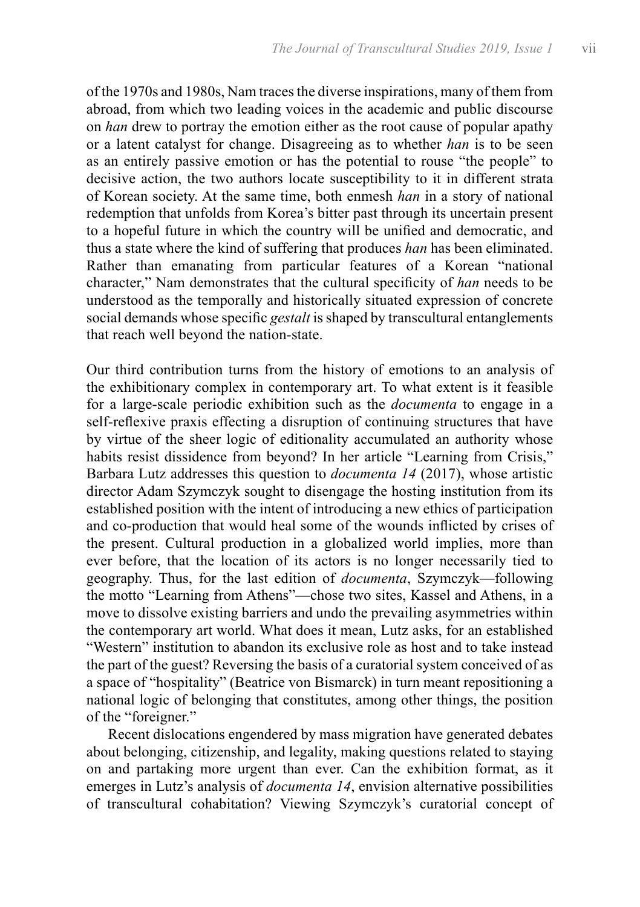of the 1970s and 1980s, Nam traces the diverse inspirations, many of them from abroad, from which two leading voices in the academic and public discourse on *han* drew to portray the emotion either as the root cause of popular apathy or a latent catalyst for change. Disagreeing as to whether *han* is to be seen as an entirely passive emotion or has the potential to rouse "the people" to decisive action, the two authors locate susceptibility to it in different strata of Korean society. At the same time, both enmesh *han* in a story of national redemption that unfolds from Korea's bitter past through its uncertain present to a hopeful future in which the country will be unified and democratic, and thus a state where the kind of suffering that produces *han* has been eliminated. Rather than emanating from particular features of a Korean "national character," Nam demonstrates that the cultural specificity of *han* needs to be understood as the temporally and historically situated expression of concrete social demands whose specific *gestalt* is shaped by transcultural entanglements that reach well beyond the nation-state.

Our third contribution turns from the history of emotions to an analysis of the exhibitionary complex in contemporary art. To what extent is it feasible for a large-scale periodic exhibition such as the *documenta* to engage in a self-reflexive praxis effecting a disruption of continuing structures that have by virtue of the sheer logic of editionality accumulated an authority whose habits resist dissidence from beyond? In her article "Learning from Crisis," Barbara Lutz addresses this question to *documenta 14* (2017), whose artistic director Adam Szymczyk sought to disengage the hosting institution from its established position with the intent of introducing a new ethics of participation and co-production that would heal some of the wounds inflicted by crises of the present. Cultural production in a globalized world implies, more than ever before, that the location of its actors is no longer necessarily tied to geography. Thus, for the last edition of *documenta*, Szymczyk—following the motto "Learning from Athens"—chose two sites, Kassel and Athens, in a move to dissolve existing barriers and undo the prevailing asymmetries within the contemporary art world. What does it mean, Lutz asks, for an established "Western" institution to abandon its exclusive role as host and to take instead the part of the guest? Reversing the basis of a curatorial system conceived of as a space of "hospitality" (Beatrice von Bismarck) in turn meant repositioning a national logic of belonging that constitutes, among other things, the position of the "foreigner."

Recent dislocations engendered by mass migration have generated debates about belonging, citizenship, and legality, making questions related to staying on and partaking more urgent than ever. Can the exhibition format, as it emerges in Lutz's analysis of *documenta 14*, envision alternative possibilities of transcultural cohabitation? Viewing Szymczyk's curatorial concept of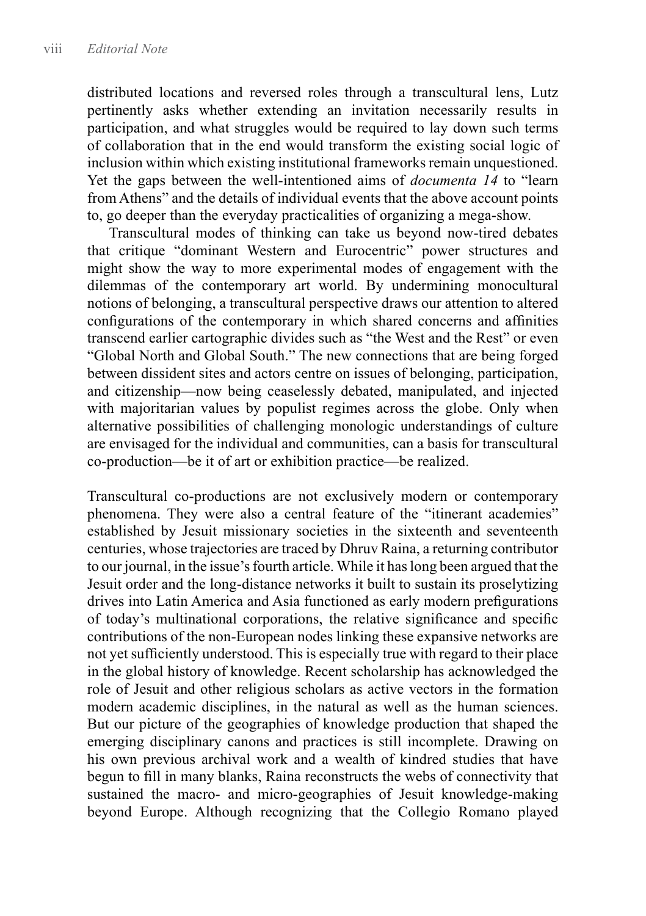distributed locations and reversed roles through a transcultural lens, Lutz pertinently asks whether extending an invitation necessarily results in participation, and what struggles would be required to lay down such terms of collaboration that in the end would transform the existing social logic of inclusion within which existing institutional frameworks remain unquestioned. Yet the gaps between the well-intentioned aims of *documenta 14* to "learn from Athens" and the details of individual events that the above account points to, go deeper than the everyday practicalities of organizing a mega-show.

Transcultural modes of thinking can take us beyond now-tired debates that critique "dominant Western and Eurocentric" power structures and might show the way to more experimental modes of engagement with the dilemmas of the contemporary art world. By undermining monocultural notions of belonging, a transcultural perspective draws our attention to altered configurations of the contemporary in which shared concerns and affinities transcend earlier cartographic divides such as "the West and the Rest" or even "Global North and Global South." The new connections that are being forged between dissident sites and actors centre on issues of belonging, participation, and citizenship—now being ceaselessly debated, manipulated, and injected with majoritarian values by populist regimes across the globe. Only when alternative possibilities of challenging monologic understandings of culture are envisaged for the individual and communities, can a basis for transcultural co-production—be it of art or exhibition practice—be realized.

Transcultural co-productions are not exclusively modern or contemporary phenomena. They were also a central feature of the "itinerant academies" established by Jesuit missionary societies in the sixteenth and seventeenth centuries, whose trajectories are traced by Dhruv Raina, a returning contributor to our journal, in the issue's fourth article. While it has long been argued that the Jesuit order and the long-distance networks it built to sustain its proselytizing drives into Latin America and Asia functioned as early modern prefigurations of today's multinational corporations, the relative significance and specific contributions of the non-European nodes linking these expansive networks are not yet sufficiently understood. This is especially true with regard to their place in the global history of knowledge. Recent scholarship has acknowledged the role of Jesuit and other religious scholars as active vectors in the formation modern academic disciplines, in the natural as well as the human sciences. But our picture of the geographies of knowledge production that shaped the emerging disciplinary canons and practices is still incomplete. Drawing on his own previous archival work and a wealth of kindred studies that have begun to fill in many blanks, Raina reconstructs the webs of connectivity that sustained the macro- and micro-geographies of Jesuit knowledge-making beyond Europe. Although recognizing that the Collegio Romano played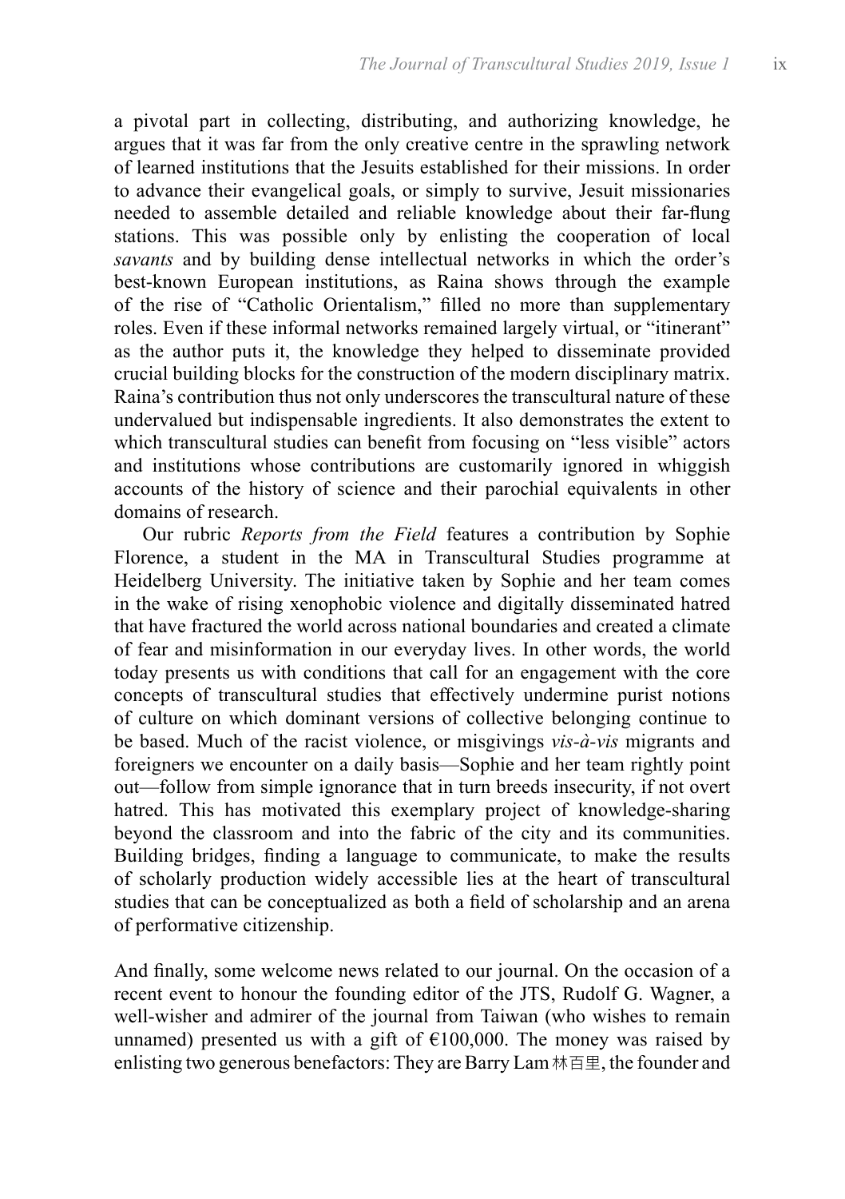a pivotal part in collecting, distributing, and authorizing knowledge, he argues that it was far from the only creative centre in the sprawling network of learned institutions that the Jesuits established for their missions. In order to advance their evangelical goals, or simply to survive, Jesuit missionaries needed to assemble detailed and reliable knowledge about their far-flung stations. This was possible only by enlisting the cooperation of local *savants* and by building dense intellectual networks in which the order's best-known European institutions, as Raina shows through the example of the rise of "Catholic Orientalism," filled no more than supplementary roles. Even if these informal networks remained largely virtual, or "itinerant" as the author puts it, the knowledge they helped to disseminate provided crucial building blocks for the construction of the modern disciplinary matrix. Raina's contribution thus not only underscores the transcultural nature of these undervalued but indispensable ingredients. It also demonstrates the extent to which transcultural studies can benefit from focusing on "less visible" actors and institutions whose contributions are customarily ignored in whiggish accounts of the history of science and their parochial equivalents in other domains of research.

Our rubric *Reports from the Field* features a contribution by Sophie Florence, a student in the MA in Transcultural Studies programme at Heidelberg University. The initiative taken by Sophie and her team comes in the wake of rising xenophobic violence and digitally disseminated hatred that have fractured the world across national boundaries and created a climate of fear and misinformation in our everyday lives. In other words, the world today presents us with conditions that call for an engagement with the core concepts of transcultural studies that effectively undermine purist notions of culture on which dominant versions of collective belonging continue to be based. Much of the racist violence, or misgivings *vis-à-vis* migrants and foreigners we encounter on a daily basis—Sophie and her team rightly point out—follow from simple ignorance that in turn breeds insecurity, if not overt hatred. This has motivated this exemplary project of knowledge-sharing beyond the classroom and into the fabric of the city and its communities. Building bridges, finding a language to communicate, to make the results of scholarly production widely accessible lies at the heart of transcultural studies that can be conceptualized as both a field of scholarship and an arena of performative citizenship.

And finally, some welcome news related to our journal. On the occasion of a recent event to honour the founding editor of the JTS, Rudolf G. Wagner, a well-wisher and admirer of the journal from Taiwan (who wishes to remain unnamed) presented us with a gift of €100,000. The money was raised by enlisting two generous benefactors: They are Barry Lam 林百里, the founder and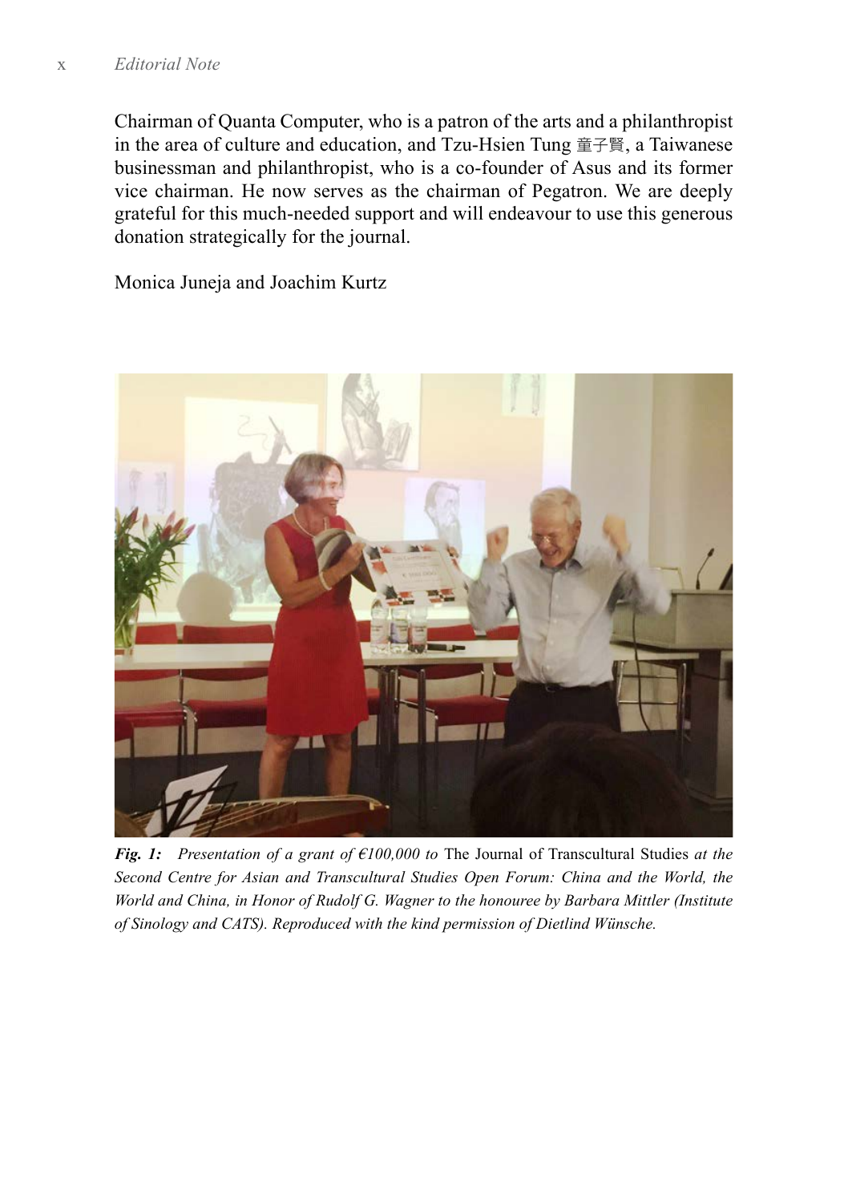Chairman of Quanta Computer, who is a patron of the arts and a philanthropist in the area of culture and education, and Tzu-Hsien Tung 童子賢, a Taiwanese businessman and philanthropist, who is a co-founder of Asus and its former vice chairman. He now serves as the chairman of Pegatron. We are deeply grateful for this much-needed support and will endeavour to use this generous donation strategically for the journal.

Monica Juneja and Joachim Kurtz

***Fig. 1:*** *Presentation of a grant of €100,000 to* The Journal of Transcultural Studies *at the Second Centre for Asian and Transcultural Studies Open Forum: China and the World, the World and China, in Honor of Rudolf G. Wagner to the honouree by Barbara Mittler (Institute of Sinology and CATS). Reproduced with the kind permission of Dietlind Wünsche.*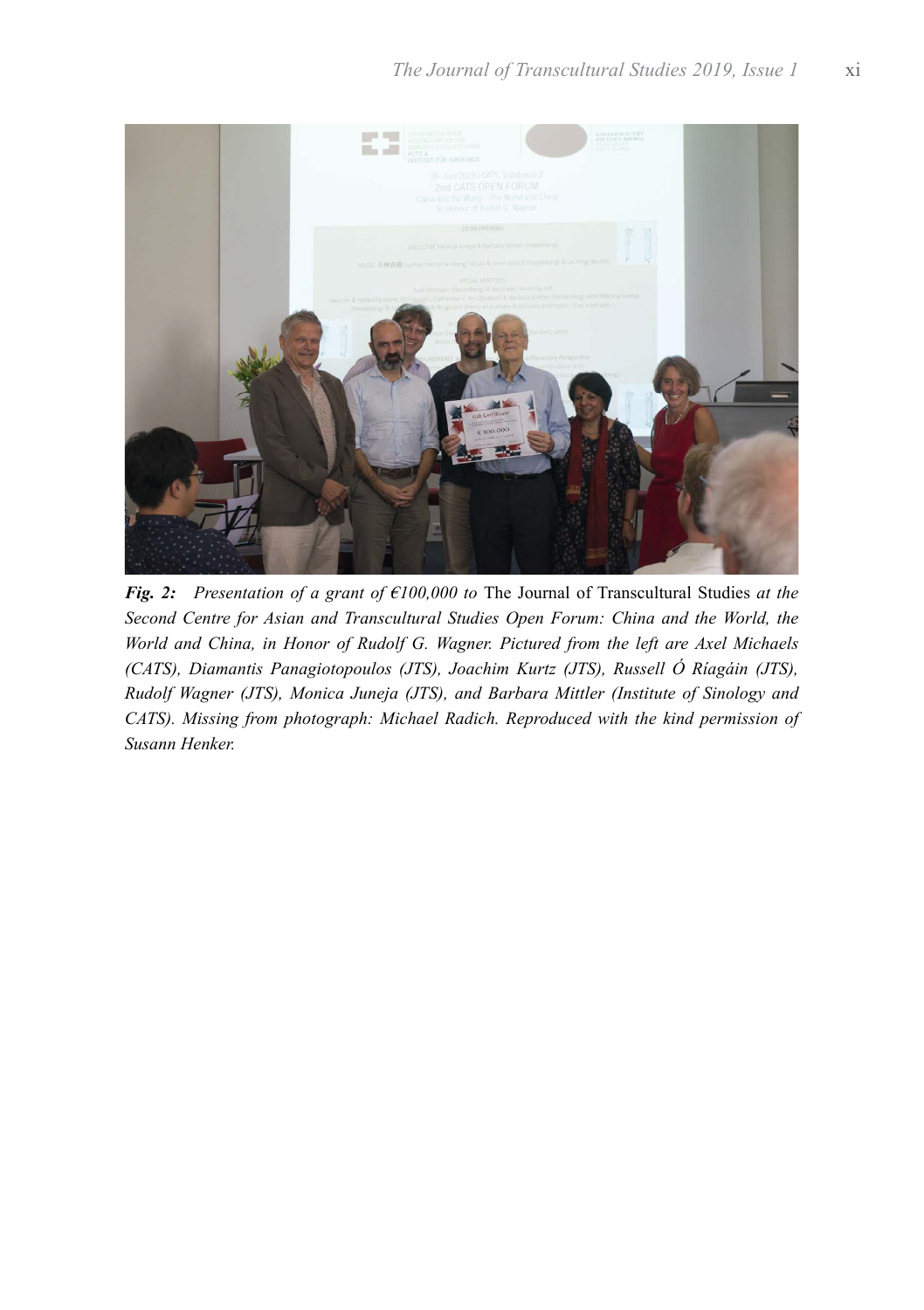***Fig. 2:*** *Presentation of a grant of €100,000 to* The Journal of Transcultural Studies *at the Second Centre for Asian and Transcultural Studies Open Forum: China and the World, the World and China, in Honor of Rudolf G. Wagner. Pictured from the left are Axel Michaels (CATS), Diamantis Panagiotopoulos (JTS), Joachim Kurtz (JTS), Russell Ó Ríagáin (JTS), Rudolf Wagner (JTS), Monica Juneja (JTS), and Barbara Mittler (Institute of Sinology and CATS). Missing from photograph: Michael Radich. Reproduced with the kind permission of Susann Henker.*